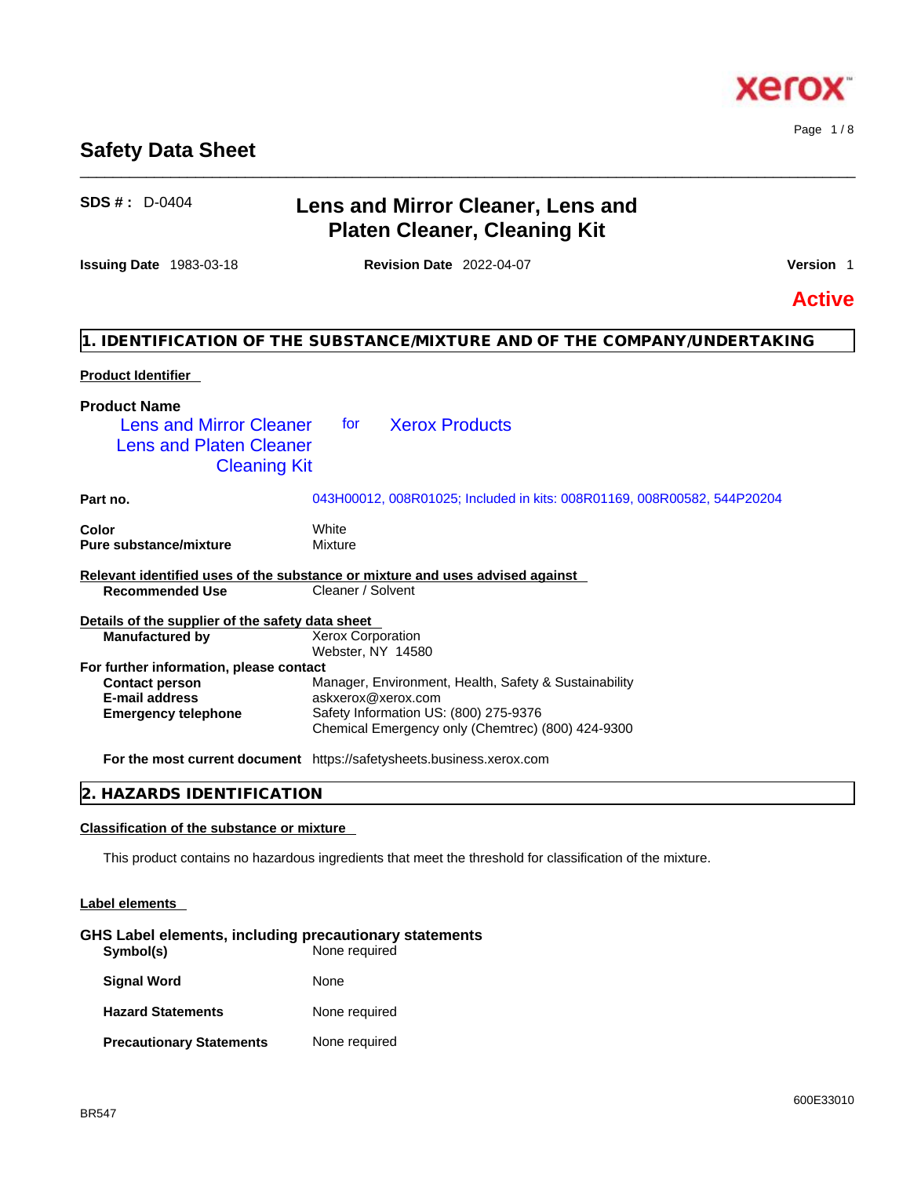# Safety Data Sheet

**SDS # :** D-0404

## Lens and Mirror Cleaner, Lens and Platen Cleaner, Cleaning Kit

**Issusing Date** 1983-03-18 **Revision Date** 2022-04-07 **Version** 1

**Active**

## 1. IDENTIFICATION OF THE SUBSTANCE/MIXTURE AND OF THE COMPANY/UNDERTAKING

**Product Identifier**

**Product Name**

Lens and Mirror Cleaner for Xerox Products
Lens and Platen Cleaner
Cleaning Kit

| | |
|---|---|
| **Part no.** | 043H00012, 008R01025; Included in kits: 008R01169, 008R00582, 544P20204 |
| **Color** | White |
| **Pure substance/mixture** | Mixture |

**Relevant identified uses of the substance or mixture and uses advised against**

| | |
|---|---|
| **Recommended Use** | Cleaner / Solvent |

**Details of the supplier of the safety data sheet**

| | |
|---|---|
| **Manufactured by** | Xerox Corporation<br>Webster, NY 14580 |

**For further information, please contact**

| | |
|---|---|
| **Contact person** | Manager, Environment, Health, Safety & Sustainability |
| **E-mail address** | askxerox@xerox.com |
| **Emergency telephone** | Safety Information US: (800) 275-9376<br>Chemical Emergency only (Chemtrec) (800) 424-9300 |

**For the most current document** https://safetysheets.business.xerox.com

## 2. HAZARDS IDENTIFICATION

**Classification of the substance or mixture**

This product contains no hazardous ingredients that meet the threshold for classification of the mixture.

**Label elements**

**GHS Label elements, including precautionary statements**

| | |
|---|---|
| **Symbol(s)** | None required |
| **Signal Word** | None |
| **Hazard Statements** | None required |
| **Precautionary Statements** | None required |

600E33010

BR547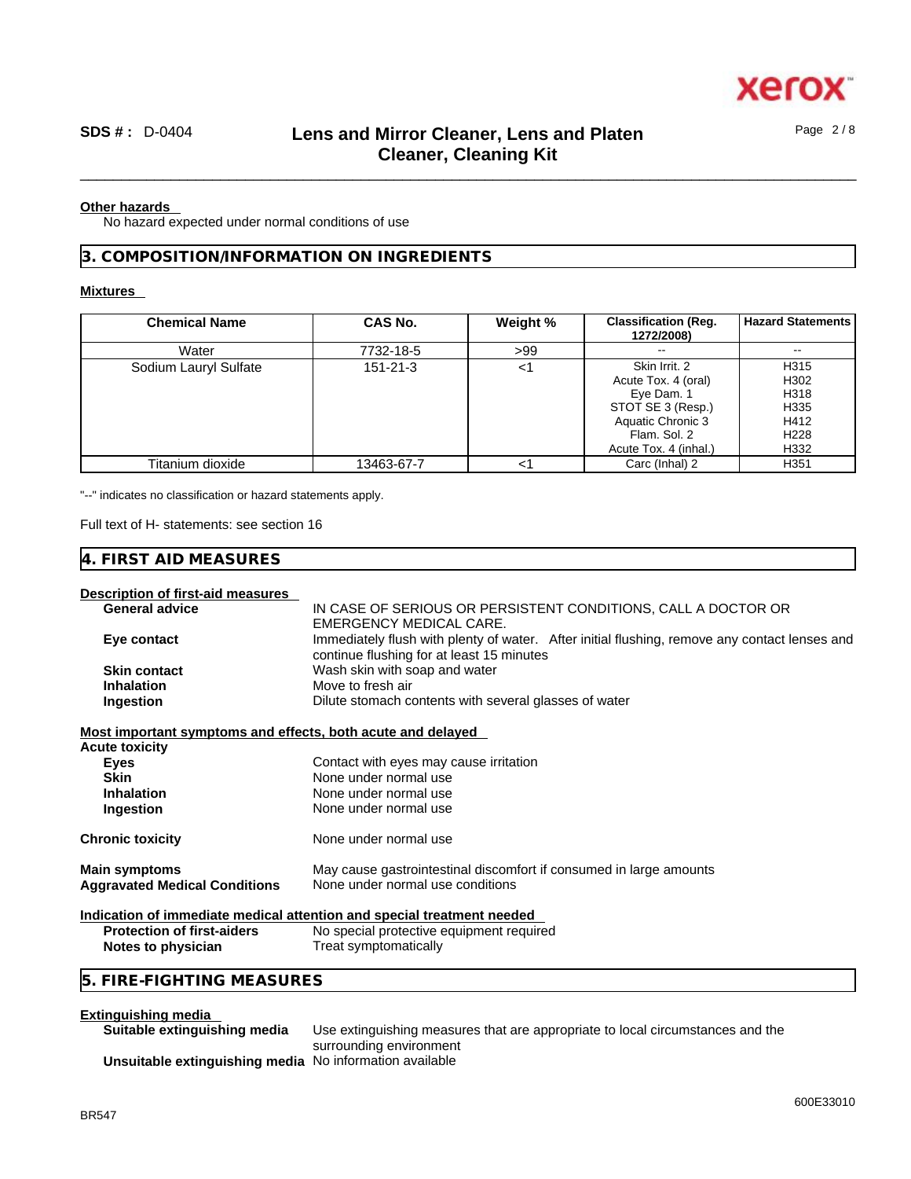**Other hazards**

No hazard expected under normal conditions of use

## 3. COMPOSITION/INFORMATION ON INGREDIENTS

**Mixtures**

| Chemical Name | CAS No. | Weight % | Classification (Reg. 1272/2008) | Hazard Statements |
|---|---|---|---|---|
| Water | 7732-18-5 | >99 | -- | -- |
| Sodium Lauryl Sulfate | 151-21-3 | <1 | Skin Irrit. 2<br>Acute Tox. 4 (oral)<br>Eye Dam. 1<br>STOT SE 3 (Resp.)<br>Aquatic Chronic 3<br>Flam. Sol. 2<br>Acute Tox. 4 (inhal.) | H315<br>H302<br>H318<br>H335<br>H412<br>H228<br>H332 |
| Titanium dioxide | 13463-67-7 | <1 | Carc (Inhal) 2 | H351 |

"--" indicates no classification or hazard statements apply.

Full text of H- statements: see section 16

## 4. FIRST AID MEASURES

**Description of first-aid measures**

**General advice** IN CASE OF SERIOUS OR PERSISTENT CONDITIONS, CALL A DOCTOR OR EMERGENCY MEDICAL CARE.

**Eye contact** Immediately flush with plenty of water. After initial flushing, remove any contact lenses and continue flushing for at least 15 minutes

**Skin contact** Wash skin with soap and water

**Inhalation** Move to fresh air

**Ingestion** Dilute stomach contents with several glasses of water

**Most important symptoms and effects, both acute and delayed**

**Acute toxicity**

**Eyes** Contact with eyes may cause irritation

**Skin** None under normal use

**Inhalation** None under normal use

**Ingestion** None under normal use

**Chronic toxicity** None under normal use

**Main symptoms** May cause gastrointestinal discomfort if consumed in large amounts

**Aggravated Medical Conditions** None under normal use conditions

**Indication of immediate medical attention and special treatment needed**

**Protection of first-aiders** No special protective equipment required

**Notes to physician** Treat symptomatically

## 5. FIRE-FIGHTING MEASURES

**Extinguishing media**

**Suitable extinguishing media** Use extinguishing measures that are appropriate to local circumstances and the surrounding environment

**Unsuitable extinguishing media** No information available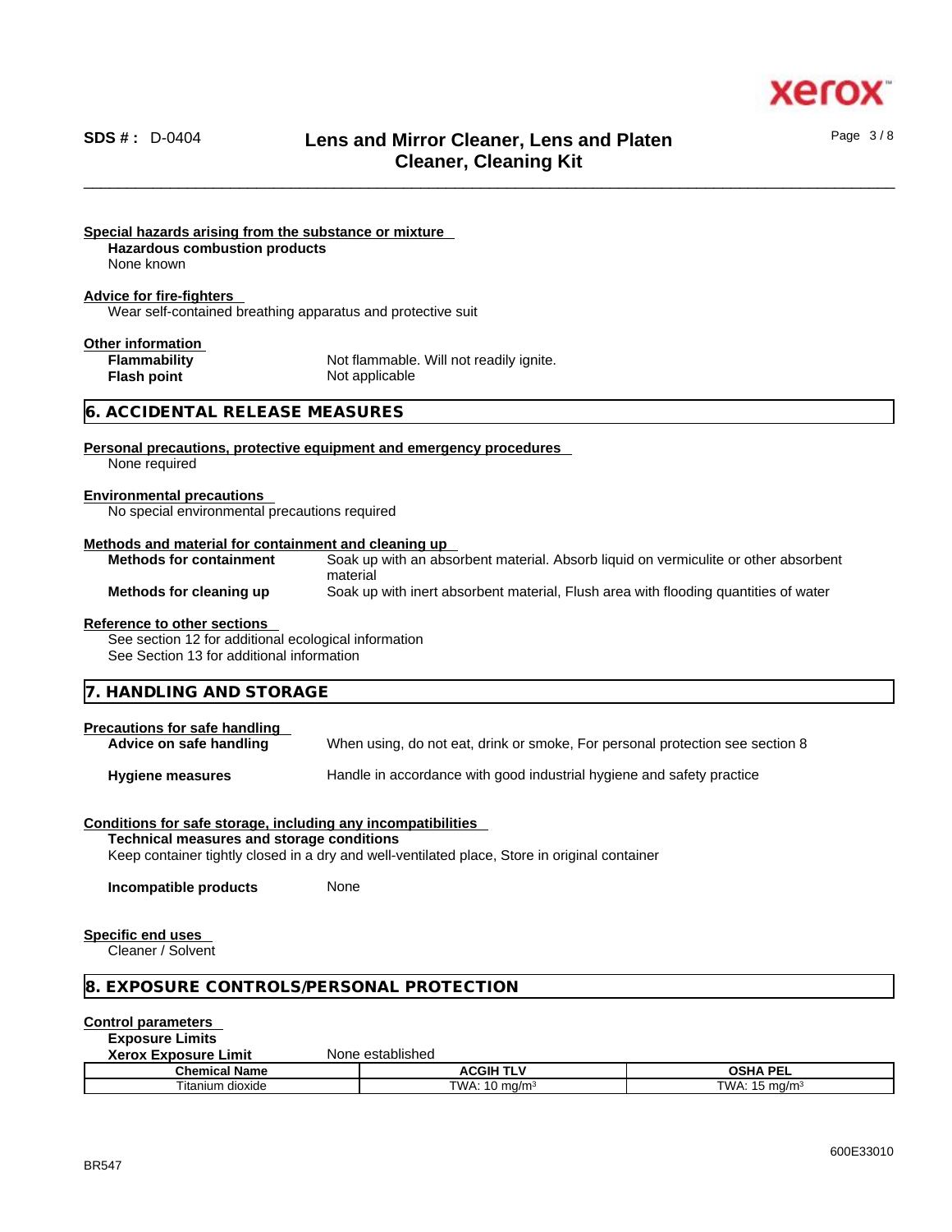### Special hazards arising from the substance or mixture

**Hazardous combustion products**
None known

### Advice for fire-fighters

Wear self-contained breathing apparatus and protective suit

### Other information

**Flammability** Not flammable. Will not readily ignite.
**Flash point** Not applicable

## 6. ACCIDENTAL RELEASE MEASURES

### Personal precautions, protective equipment and emergency procedures

None required

### Environmental precautions

No special environmental precautions required

### Methods and material for containment and cleaning up

**Methods for containment** Soak up with an absorbent material. Absorb liquid on vermiculite or other absorbent material

**Methods for cleaning up** Soak up with inert absorbent material, Flush area with flooding quantities of water

### Reference to other sections

See section 12 for additional ecological information
See Section 13 for additional information

## 7. HANDLING AND STORAGE

### Precautions for safe handling

**Advice on safe handling** When using, do not eat, drink or smoke, For personal protection see section 8

**Hygiene measures** Handle in accordance with good industrial hygiene and safety practice

### Conditions for safe storage, including any incompatibilities

**Technical measures and storage conditions**
Keep container tightly closed in a dry and well-ventilated place, Store in original container

**Incompatible products** None

### Specific end uses

Cleaner / Solvent

## 8. EXPOSURE CONTROLS/PERSONAL PROTECTION

### Control parameters

**Exposure Limits**
**Xerox Exposure Limit** None established

| Chemical Name | ACGIH TLV | OSHA PEL |
|---|---|---|
| Titanium dioxide | TWA: 10 mg/m$^3$ | TWA: 15 mg/m$^3$ |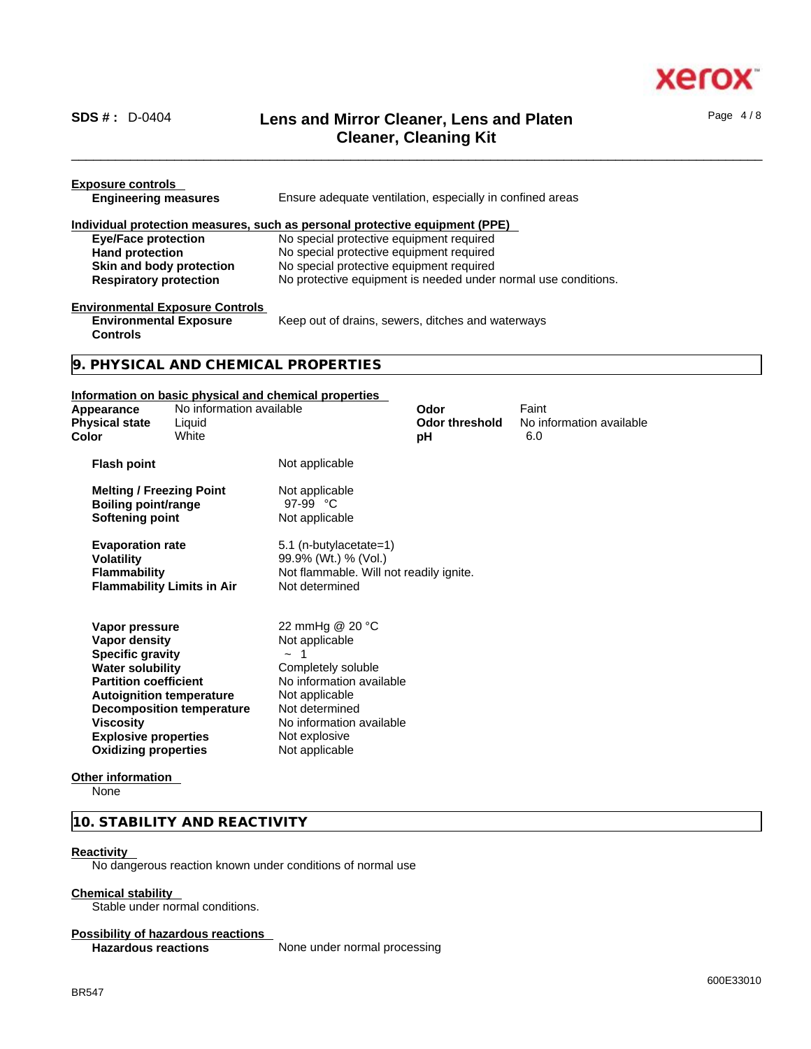**Exposure controls**

| | |
|---|---|
| **Engineering measures** | Ensure adequate ventilation, especially in confined areas |

**Individual protection measures, such as personal protective equipment (PPE)**

| | |
|---|---|
| **Eye/Face protection** | No special protective equipment required |
| **Hand protection** | No special protective equipment required |
| **Skin and body protection** | No special protective equipment required |
| **Respiratory protection** | No protective equipment is needed under normal use conditions. |

**Environmental Exposure Controls**

| | |
|---|---|
| **Environmental Exposure Controls** | Keep out of drains, sewers, ditches and waterways |

## 9. PHYSICAL AND CHEMICAL PROPERTIES

**Information on basic physical and chemical properties**

| | | | |
|---|---|---|---|
| **Appearance** | No information available | **Odor** | Faint |
| **Physical state** | Liquid | **Odor threshold** | No information available |
| **Color** | White | **pH** | 6.0 |

| | |
|---|---|
| **Flash point** | Not applicable |
| **Melting / Freezing Point** | Not applicable |
| **Boiling point/range** | 97-99 °C |
| **Softening point** | Not applicable |
| **Evaporation rate** | 5.1 (n-butylacetate=1) |
| **Volatility** | 99.9% (Wt.) % (Vol.) |
| **Flammability** | Not flammable. Will not readily ignite. |
| **Flammability Limits in Air** | Not determined |
| **Vapor pressure** | 22 mmHg @ 20 °C |
| **Vapor density** | Not applicable |
| **Specific gravity** | ~ 1 |
| **Water solubility** | Completely soluble |
| **Partition coefficient** | No information available |
| **Autoignition temperature** | Not applicable |
| **Decomposition temperature** | Not determined |
| **Viscosity** | No information available |
| **Explosive properties** | Not explosive |
| **Oxidizing properties** | Not applicable |

**Other information**

None

## 10. STABILITY AND REACTIVITY

**Reactivity**

No dangerous reaction known under conditions of normal use

**Chemical stability**

Stable under normal conditions.

**Possibility of hazardous reactions**

| | |
|---|---|
| **Hazardous reactions** | None under normal processing |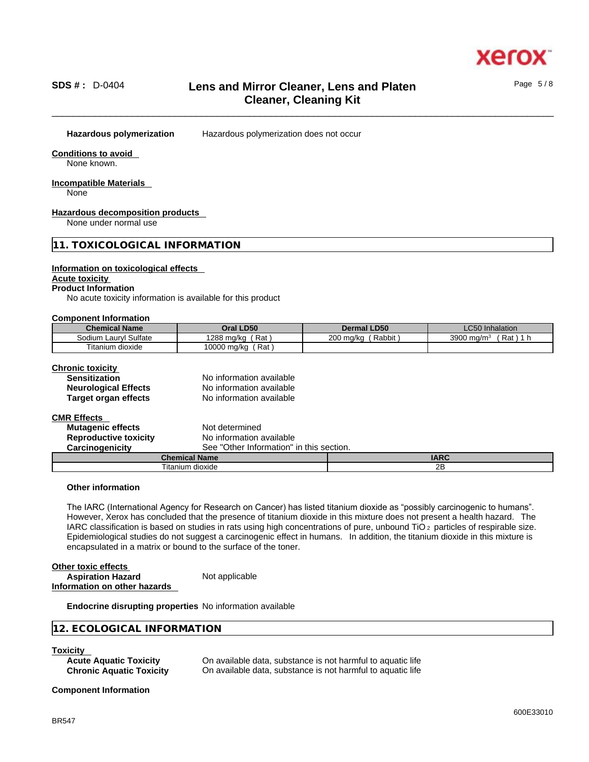**Hazardous polymerization** Hazardous polymerization does not occur

**Conditions to avoid**

None known.

**Incompatible Materials**

None

**Hazardous decomposition products**

None under normal use

## 11. TOXICOLOGICAL INFORMATION

**Information on toxicological effects**

**Acute toxicity**

**Product Information**

No acute toxicity information is available for this product

**Component Information**

| Chemical Name | Oral LD50 | Dermal LD50 | LC50 Inhalation |
|---|---|---|---|
| Sodium Lauryl Sulfate | 1288 mg/kg ( Rat ) | 200 mg/kg ( Rabbit ) | 3900 mg/m$^3$ ( Rat ) 1 h |
| Titanium dioxide | 10000 mg/kg ( Rat ) | | |

**Chronic toxicity**

**Sensitization** No information available
**Neurological Effects** No information available
**Target organ effects** No information available

**CMR Effects**

**Mutagenic effects** Not determined
**Reproductive toxicity** No information available
**Carcinogenicity** See "Other Information" in this section.

| Chemical Name | IARC |
|---|---|
| Titanium dioxide | 2B |

**Other information**

The IARC (International Agency for Research on Cancer) has listed titanium dioxide as “possibly carcinogenic to humans”. However, Xerox has concluded that the presence of titanium dioxide in this mixture does not present a health hazard. The IARC classification is based on studies in rats using high concentrations of pure, unbound $TiO_2$ particles of respirable size. Epidemiological studies do not suggest a carcinogenic effect in humans. In addition, the titanium dioxide in this mixture is encapsulated in a matrix or bound to the surface of the toner.

**Other toxic effects**

**Aspiration Hazard** Not applicable

**Information on other hazards**

**Endocrine disrupting properties** No information available

## 12. ECOLOGICAL INFORMATION

**Toxicity**

**Acute Aquatic Toxicity** On available data, substance is not harmful to aquatic life
**Chronic Aquatic Toxicity** On available data, substance is not harmful to aquatic life

**Component Information**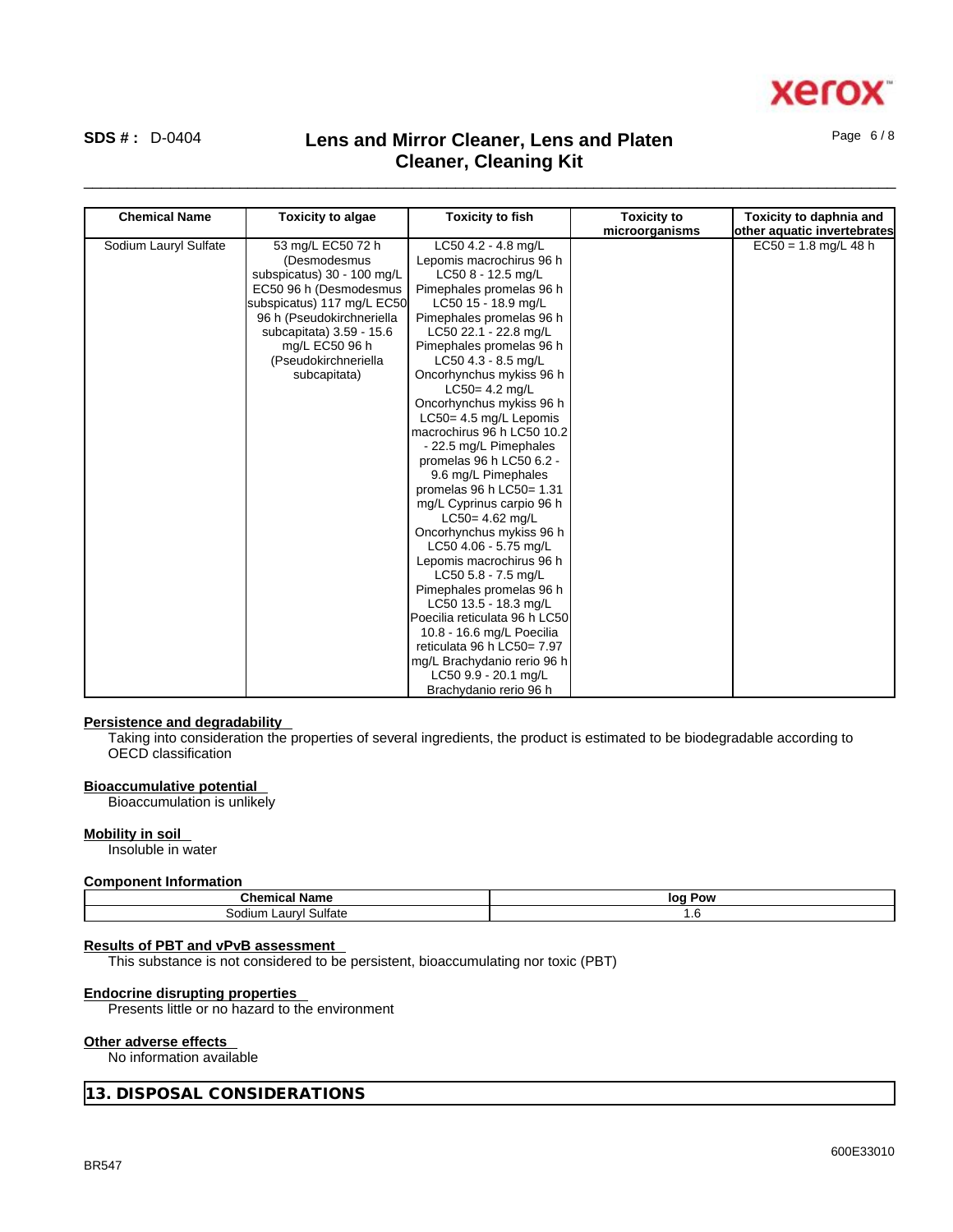| Chemical Name | Toxicity to algae | Toxicity to fish | Toxicity to microorganisms | Toxicity to daphnia and other aquatic invertebrates |
|---|---|---|---|---|
| Sodium Lauryl Sulfate | 53 mg/L EC50 72 h (Desmodesmus subspicatus) 30 - 100 mg/L EC50 96 h (Desmodesmus subspicatus) 117 mg/L EC50 96 h (Pseudokirchneriella subcapitata) 3.59 - 15.6 mg/L EC50 96 h (Pseudokirchneriella subcapitata) | LC50 4.2 - 4.8 mg/L Lepomis macrochirus 96 h LC50 8 - 12.5 mg/L Pimephales promelas 96 h LC50 15 - 18.9 mg/L Pimephales promelas 96 h LC50 22.1 - 22.8 mg/L Pimephales promelas 96 h LC50 4.3 - 8.5 mg/L Oncorhynchus mykiss 96 h LC50= 4.2 mg/L Oncorhynchus mykiss 96 h LC50= 4.5 mg/L Lepomis macrochirus 96 h LC50 10.2 - 22.5 mg/L Pimephales promelas 96 h LC50 6.2 - 9.6 mg/L Pimephales promelas 96 h LC50= 1.31 mg/L Cyprinus carpio 96 h LC50= 4.62 mg/L Oncorhynchus mykiss 96 h LC50 4.06 - 5.75 mg/L Lepomis macrochirus 96 h LC50 5.8 - 7.5 mg/L Pimephales promelas 96 h LC50 13.5 - 18.3 mg/L Poecilia reticulata 96 h LC50 10.8 - 16.6 mg/L Poecilia reticulata 96 h LC50= 7.97 mg/L Brachydanio rerio 96 h LC50 9.9 - 20.1 mg/L Brachydanio rerio 96 h | | EC50 = 1.8 mg/L 48 h |

**Persistence and degradability**

Taking into consideration the properties of several ingredients, the product is estimated to be biodegradable according to OECD classification

**Bioaccumulative potential**

Bioaccumulation is unlikely

**Mobility in soil**

Insoluble in water

**Component Information**

| Chemical Name | log Pow |
|---|---|
| Sodium Lauryl Sulfate | 1.6 |

**Results of PBT and vPvB assessment**

This substance is not considered to be persistent, bioaccumulating nor toxic (PBT)

**Endocrine disrupting properties**

Presents little or no hazard to the environment

**Other adverse effects**

No information available

## 13. DISPOSAL CONSIDERATIONS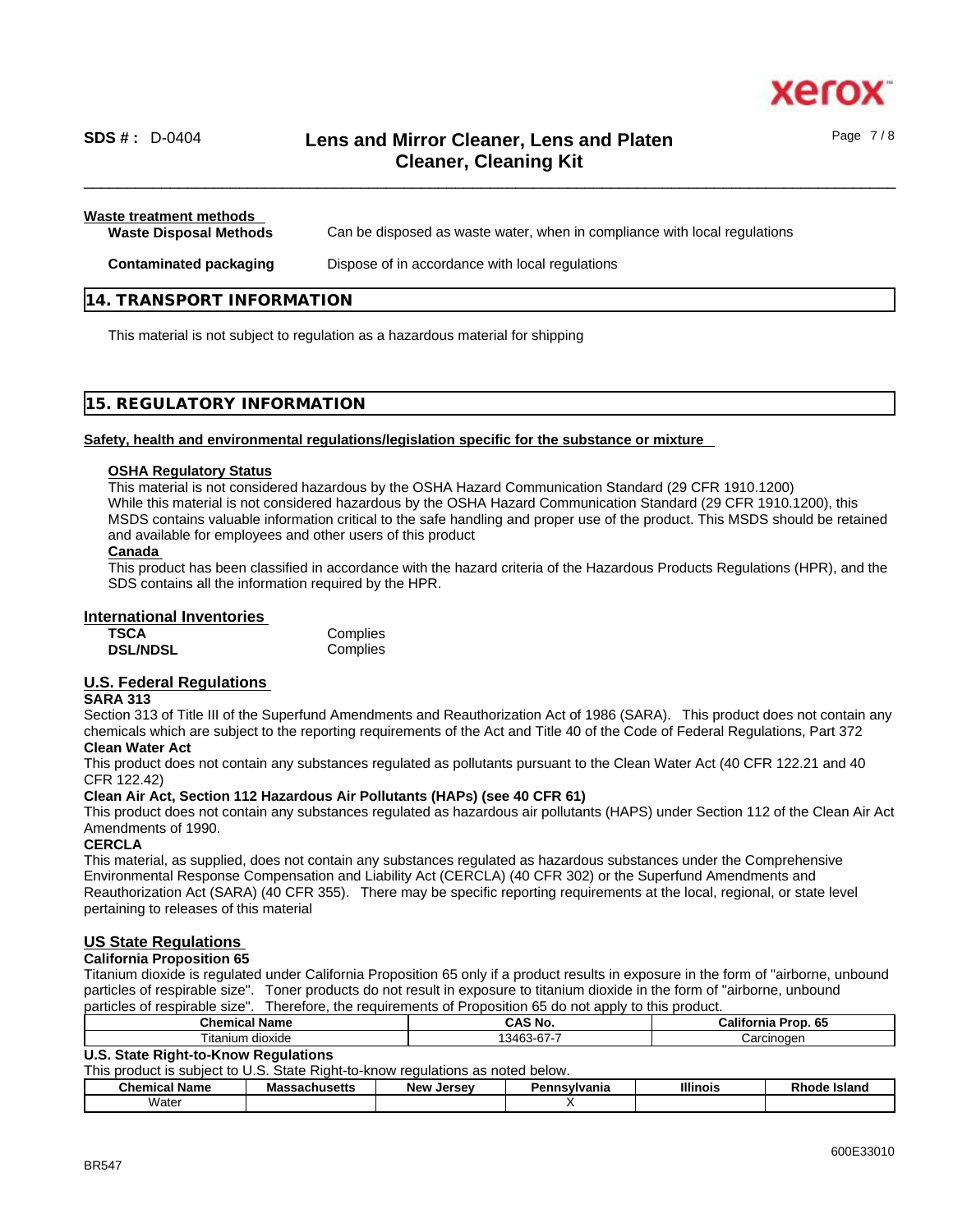**Waste treatment methods**

**Waste Disposal Methods** Can be disposed as waste water, when in compliance with local regulations

**Contaminated packaging** Dispose of in accordance with local regulations

## 14. TRANSPORT INFORMATION

This material is not subject to regulation as a hazardous material for shipping

## 15. REGULATORY INFORMATION

**Safety, health and environmental regulations/legislation specific for the substance or mixture**

**OSHA Regulatory Status**

This material is not considered hazardous by the OSHA Hazard Communication Standard (29 CFR 1910.1200)
While this material is not considered hazardous by the OSHA Hazard Communication Standard (29 CFR 1910.1200), this MSDS contains valuable information critical to the safe handling and proper use of the product. This MSDS should be retained and available for employees and other users of this product

**Canada**

This product has been classified in accordance with the hazard criteria of the Hazardous Products Regulations (HPR), and the SDS contains all the information required by the HPR.

### International Inventories

| | |
|---|---|
| **TSCA** | Complies |
| **DSL/NDSL** | Complies |

### U.S. Federal Regulations

**SARA 313**

Section 313 of Title III of the Superfund Amendments and Reauthorization Act of 1986 (SARA). This product does not contain any chemicals which are subject to the reporting requirements of the Act and Title 40 of the Code of Federal Regulations, Part 372

**Clean Water Act**

This product does not contain any substances regulated as pollutants pursuant to the Clean Water Act (40 CFR 122.21 and 40 CFR 122.42)

**Clean Air Act, Section 112 Hazardous Air Pollutants (HAPs) (see 40 CFR 61)**

This product does not contain any substances regulated as hazardous air pollutants (HAPS) under Section 112 of the Clean Air Act Amendments of 1990.

**CERCLA**

This material, as supplied, does not contain any substances regulated as hazardous substances under the Comprehensive Environmental Response Compensation and Liability Act (CERCLA) (40 CFR 302) or the Superfund Amendments and Reauthorization Act (SARA) (40 CFR 355). There may be specific reporting requirements at the local, regional, or state level pertaining to releases of this material

### US State Regulations

**California Proposition 65**

Titanium dioxide is regulated under California Proposition 65 only if a product results in exposure in the form of "airborne, unbound particles of respirable size". Toner products do not result in exposure to titanium dioxide in the form of "airborne, unbound particles of respirable size". Therefore, the requirements of Proposition 65 do not apply to this product.

| Chemical Name | CAS No. | California Prop. 65 |
|---|---|---|
| Titanium dioxide | 13463-67-7 | Carcinogen |

**U.S. State Right-to-Know Regulations**

This product is subject to U.S. State Right-to-know regulations as noted below.

| Chemical Name | Massachusetts | New Jersey | Pennsylvania | Illinois | Rhode Island |
|---|---|---|---|---|---|
| Water | | | X | | |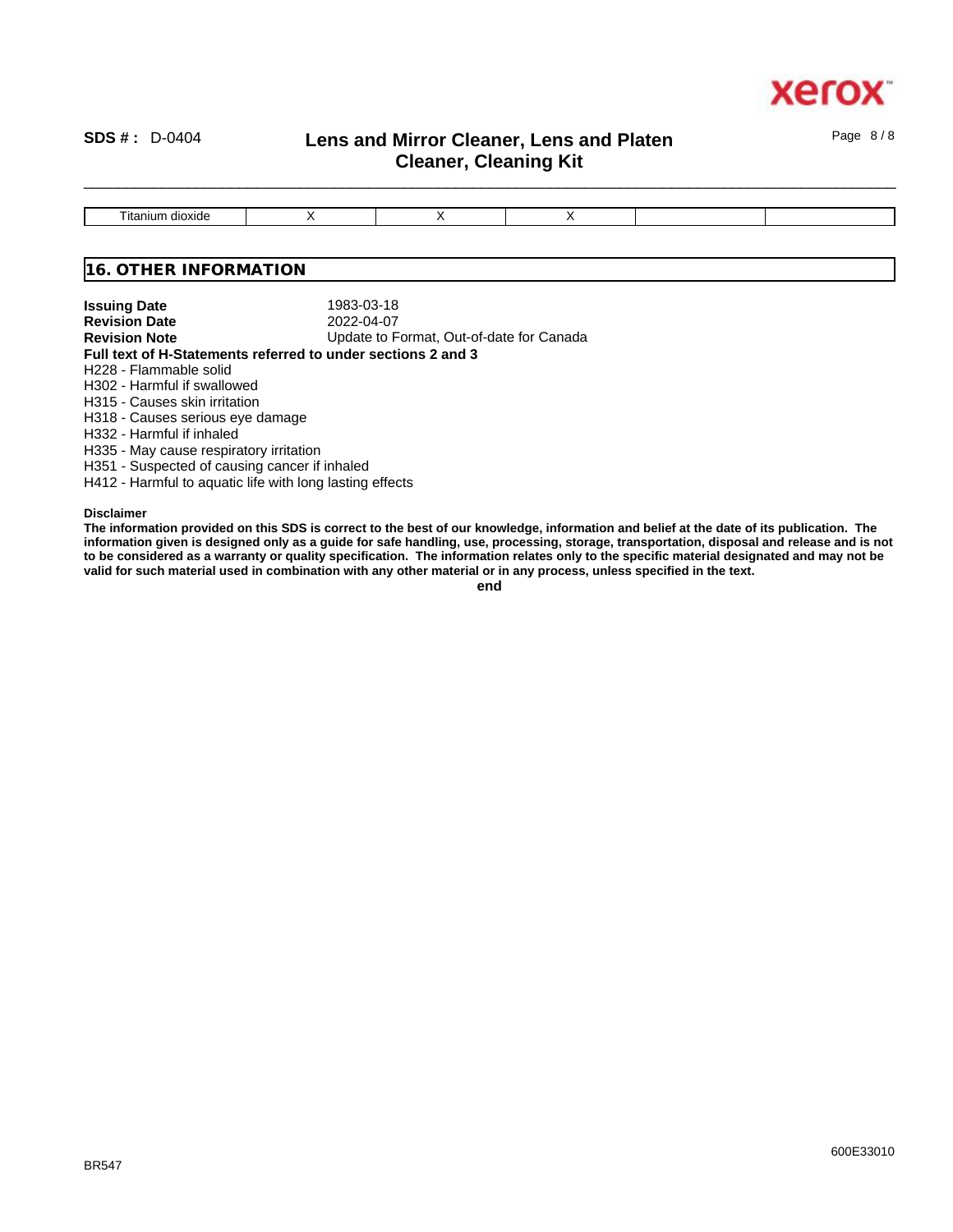| | | | | | |
|---|---|---|---|---|---|
| Titanium dioxide | X | X | X | | |

## 16. OTHER INFORMATION

**Issuing Date** 1983-03-18
**Revision Date** 2022-04-07
**Revision Note** Update to Format, Out-of-date for Canada

**Full text of H-Statements referred to under sections 2 and 3**

H228 - Flammable solid
H302 - Harmful if swallowed
H315 - Causes skin irritation
H318 - Causes serious eye damage
H332 - Harmful if inhaled
H335 - May cause respiratory irritation
H351 - Suspected of causing cancer if inhaled
H412 - Harmful to aquatic life with long lasting effects

**Disclaimer**

**The information provided on this SDS is correct to the best of our knowledge, information and belief at the date of its publication. The information given is designed only as a guide for safe handling, use, processing, storage, transportation, disposal and release and is not to be considered as a warranty or quality specification. The information relates only to the specific material designated and may not be valid for such material used in combination with any other material or in any process, unless specified in the text.**

**end**